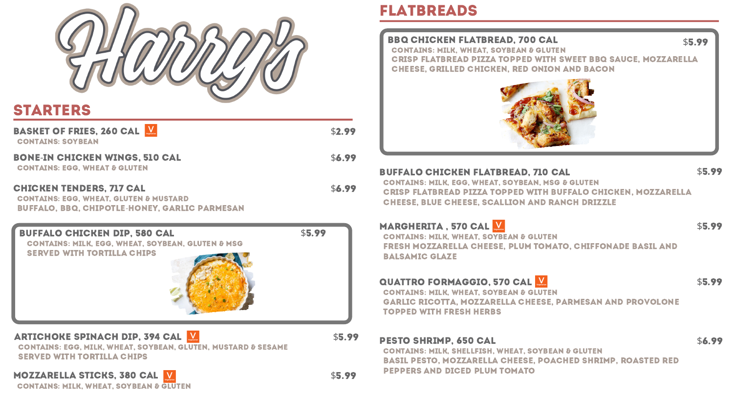# Harry's

## STARTERS

**BASKET OF FRIES, 260 CAL** V — $2.99
CONTAINS: SOYBEAN

**BONE-IN CHICKEN WINGS, 510 CAL** — $6.99
CONTAINS: EGG, WHEAT & GLUTEN

**CHICKEN TENDERS, 717 CAL** — $6.99
CONTAINS: EGG, WHEAT, GLUTEN & MUSTARD
BUFFALO, BBQ, CHIPOTLE-HONEY, GARLIC PARMESAN

**BUFFALO CHICKEN DIP, 580 CAL** — $5.99
CONTAINS: MILK, EGG, WHEAT, SOYBEAN, GLUTEN & MSG
SERVED WITH TORTILLA CHIPS

**ARTICHOKE SPINACH DIP, 394 CAL** V — $5.99
CONTAINS: EGG, MILK, WHEAT, SOYBEAN, GLUTEN, MUSTARD & SESAME
SERVED WITH TORTILLA CHIPS

**MOZZARELLA STICKS, 380 CAL** V — $5.99
CONTAINS: MILK, WHEAT, SOYBEAN & GLUTEN

## FLATBREADS

**BBQ CHICKEN FLATBREAD, 700 CAL** — $5.99
CONTAINS: MILK, WHEAT, SOYBEAN & GLUTEN
CRISP FLATBREAD PIZZA TOPPED WITH SWEET BBQ SAUCE, MOZZARELLA CHEESE, GRILLED CHICKEN, RED ONION AND BACON

**BUFFALO CHICKEN FLATBREAD, 710 CAL** — $5.99
CONTAINS: MILK, EGG, WHEAT, SOYBEAN, MSG & GLUTEN
CRISP FLATBREAD PIZZA TOPPED WITH BUFFALO CHICKEN, MOZZARELLA CHEESE, BLUE CHEESE, SCALLION AND RANCH DRIZZLE

**MARGHERITA , 570 CAL** V — $5.99
CONTAINS: MILK, WHEAT, SOYBEAN & GLUTEN
FRESH MOZZARELLA CHEESE, PLUM TOMATO, CHIFFONADE BASIL AND BALSAMIC GLAZE

**QUATTRO FORMAGGIO, 570 CAL** V — $5.99
CONTAINS: MILK, WHEAT, SOYBEAN & GLUTEN
GARLIC RICOTTA, MOZZARELLA CHEESE, PARMESAN AND PROVOLONE TOPPED WITH FRESH HERBS

**PESTO SHRIMP, 650 CAL** — $6.99
CONTAINS: MILK, SHELLFISH, WHEAT, SOYBEAN & GLUTEN
BASIL PESTO, MOZZARELLA CHEESE, POACHED SHRIMP, ROASTED RED PEPPERS AND DICED PLUM TOMATO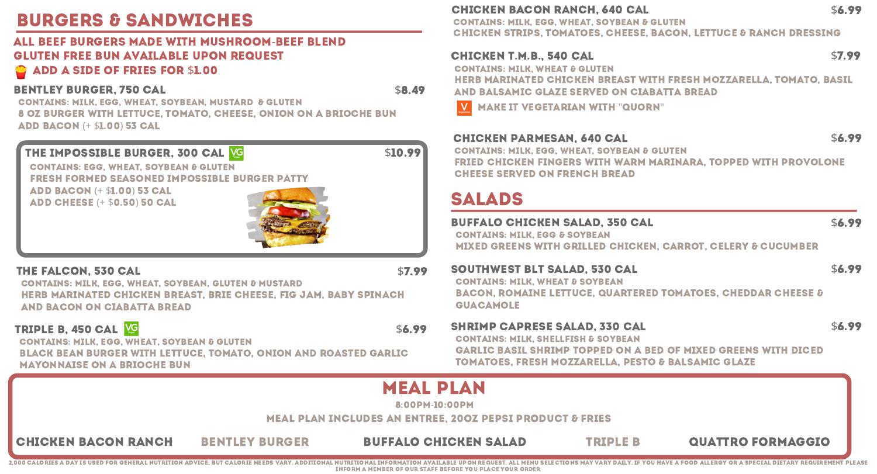# BURGERS & SANDWICHES

**ALL BEEF BURGERS MADE WITH MUSHROOM-BEEF BLEND**
**GLUTEN FREE BUN AVAILABLE UPON REQUEST**
**ADD A SIDE OF FRIES FOR $1.00**

### BENTLEY BURGER, 750 CAL — $8.49

CONTAINS: MILK, EGG, WHEAT, SOYBEAN, MUSTARD & GLUTEN
8 OZ BURGER WITH LETTUCE, TOMATO, CHEESE, ONION ON A BRIOCHE BUN
ADD BACON (+ $1.00) 53 CAL

### THE IMPOSSIBLE BURGER, 300 CAL VG — $10.99

CONTAINS: EGG, WHEAT, SOYBEAN & GLUTEN
FRESH FORMED SEASONED IMPOSSIBLE BURGER PATTY
ADD BACON (+ $1.00) 53 CAL
ADD CHEESE (+ $0.50) 50 CAL

### THE FALCON, 530 CAL — $7.99

CONTAINS: MILK, EGG, WHEAT, SOYBEAN, GLUTEN & MUSTARD
HERB MARINATED CHICKEN BREAST, BRIE CHEESE, FIG JAM, BABY SPINACH AND BACON ON CIABATTA BREAD

### TRIPLE B, 450 CAL VG — $6.99

CONTAINS: MILK, EGG, WHEAT, SOYBEAN & GLUTEN
BLACK BEAN BURGER WITH LETTUCE, TOMATO, ONION AND ROASTED GARLIC MAYONNAISE ON A BRIOCHE BUN

### CHICKEN BACON RANCH, 640 CAL — $6.99

CONTAINS: MILK, EGG, WHEAT, SOYBEAN & GLUTEN
CHICKEN STRIPS, TOMATOES, CHEESE, BACON, LETTUCE & RANCH DRESSING

### CHICKEN T.M.B., 540 CAL — $7.99

CONTAINS: MILK, WHEAT & GLUTEN
HERB MARINATED CHICKEN BREAST WITH FRESH MOZZARELLA, TOMATO, BASIL AND BALSAMIC GLAZE SERVED ON CIABATTA BREAD
V MAKE IT VEGETARIAN WITH "QUORN"

### CHICKEN PARMESAN, 640 CAL — $6.99

CONTAINS: MILK, EGG, WHEAT, SOYBEAN & GLUTEN
FRIED CHICKEN FINGERS WITH WARM MARINARA, TOPPED WITH PROVOLONE CHEESE SERVED ON FRENCH BREAD

# SALADS

### BUFFALO CHICKEN SALAD, 350 CAL — $6.99

CONTAINS: MILK, EGG & SOYBEAN
MIXED GREENS WITH GRILLED CHICKEN, CARROT, CELERY & CUCUMBER

### SOUTHWEST BLT SALAD, 530 CAL — $6.99

CONTAINS: MILK, WHEAT & SOYBEAN
BACON, ROMAINE LETTUCE, QUARTERED TOMATOES, CHEDDAR CHEESE & GUACAMOLE

### SHRIMP CAPRESE SALAD, 330 CAL — $6.99

CONTAINS: MILK, SHELLFISH & SOYBEAN
GARLIC BASIL SHRIMP TOPPED ON A BED OF MIXED GREENS WITH DICED TOMATOES, FRESH MOZZARELLA, PESTO & BALSAMIC GLAZE

# MEAL PLAN

8:00PM-10:00PM

MEAL PLAN INCLUDES AN ENTREE, 20OZ PEPSI PRODUCT & FRIES

CHICKEN BACON RANCH | BENTLEY BURGER | BUFFALO CHICKEN SALAD | TRIPLE B | QUATTRO FORMAGGIO

2,000 CALORIES A DAY IS USED FOR GENERAL NUTRITION ADVICE, BUT CALORIE NEEDS VARY. ADDITIONAL NUTRITIONAL INFORMATION AVAILABLE UPON REQUEST. ALL MENU SELECTIONS MAY VARY DAILY. IF YOU HAVE A FOOD ALLERGY OR A SPECIAL DIETARY REQUIREMENT PLEASE INFORM A MEMBER OF OUR STAFF BEFORE YOU PLACE YOUR ORDER